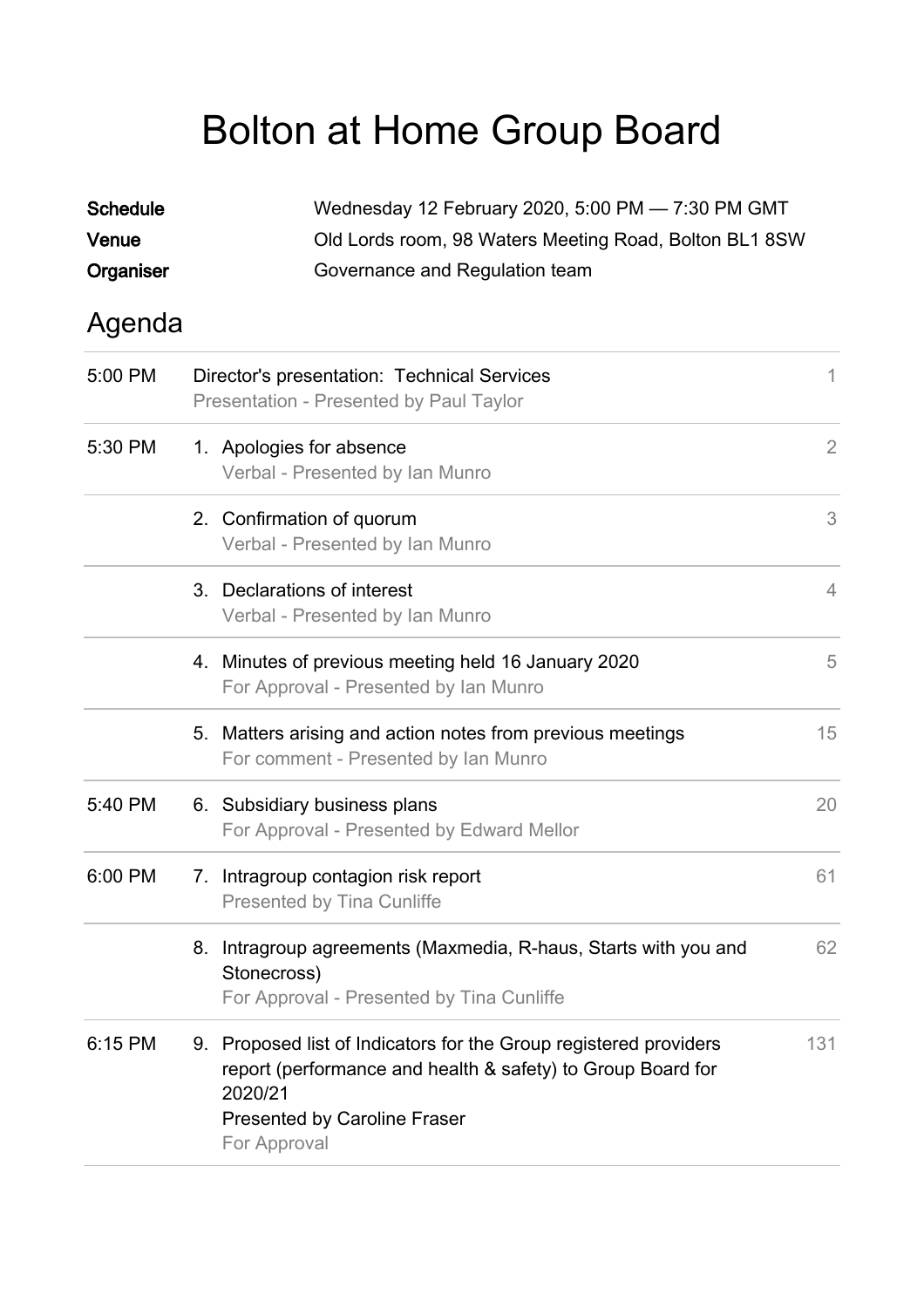# Bolton at Home Group Board

**Schedule** Wednesday 12 February 2020, 5:00 PM — 7:30 PM GMT

**Venue** Old Lords room, 98 Waters Meeting Road, Bolton BL1 8SW

**Organiser** Governance and Regulation team

## Agenda

| Time | Item | Page |
|---|---|---|
| 5:00 PM | Director's presentation: Technical Services<br>Presentation - Presented by Paul Taylor | 1 |
| 5:30 PM | 1. Apologies for absence<br>Verbal - Presented by Ian Munro | 2 |
| | 2. Confirmation of quorum<br>Verbal - Presented by Ian Munro | 3 |
| | 3. Declarations of interest<br>Verbal - Presented by Ian Munro | 4 |
| | 4. Minutes of previous meeting held 16 January 2020<br>For Approval - Presented by Ian Munro | 5 |
| | 5. Matters arising and action notes from previous meetings<br>For comment - Presented by Ian Munro | 15 |
| 5:40 PM | 6. Subsidiary business plans<br>For Approval - Presented by Edward Mellor | 20 |
| 6:00 PM | 7. Intragroup contagion risk report<br>Presented by Tina Cunliffe | 61 |
| | 8. Intragroup agreements (Maxmedia, R-haus, Starts with you and Stonecross)<br>For Approval - Presented by Tina Cunliffe | 62 |
| 6:15 PM | 9. Proposed list of Indicators for the Group registered providers report (performance and health & safety) to Group Board for 2020/21<br>Presented by Caroline Fraser<br>For Approval | 131 |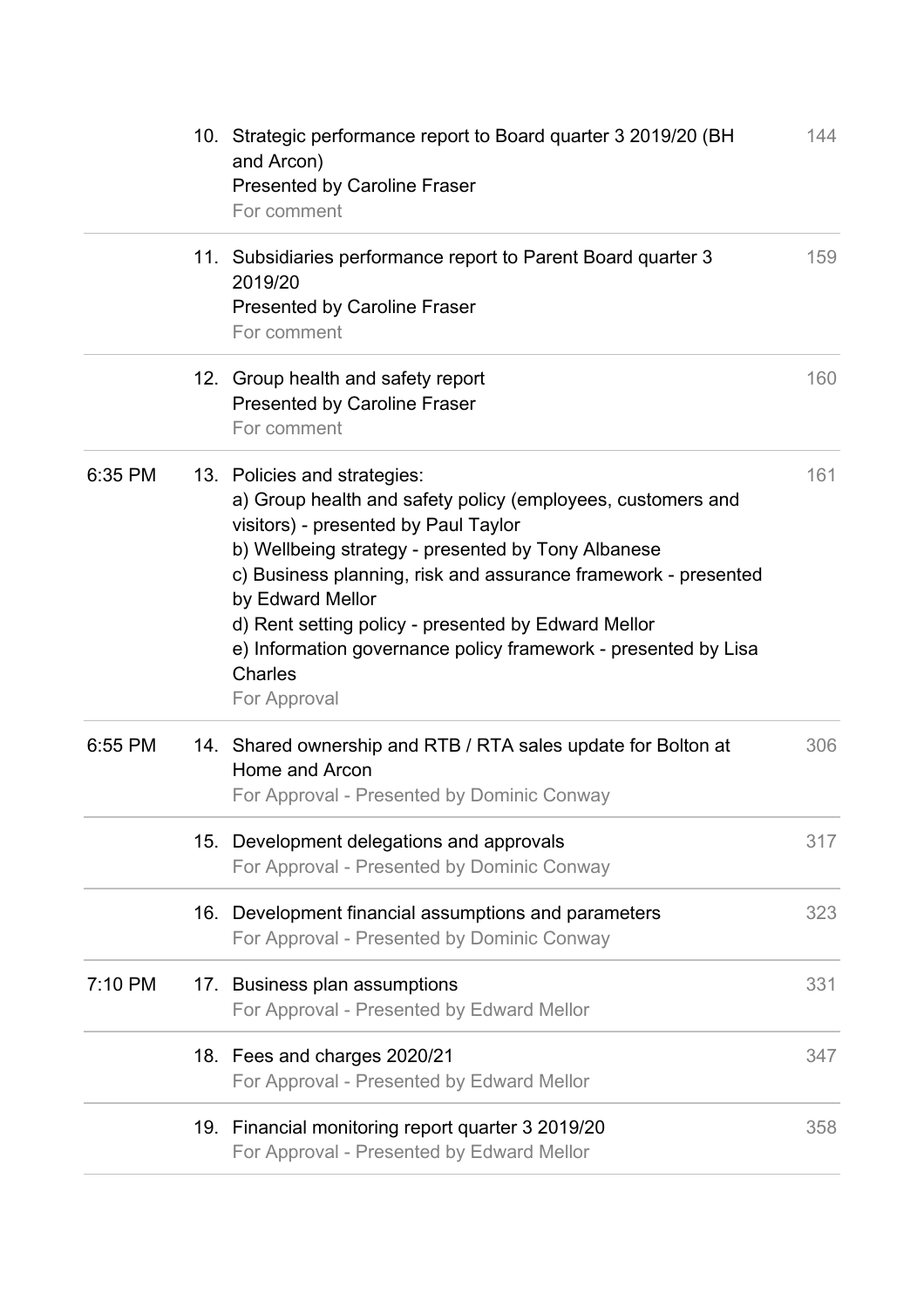| Time | No. | Item | Page |
|---|---|---|---|
| | 10. | Strategic performance report to Board quarter 3 2019/20 (BH and Arcon)<br>Presented by Caroline Fraser<br>For comment | 144 |
| | 11. | Subsidiaries performance report to Parent Board quarter 3 2019/20<br>Presented by Caroline Fraser<br>For comment | 159 |
| | 12. | Group health and safety report<br>Presented by Caroline Fraser<br>For comment | 160 |
| 6:35 PM | 13. | Policies and strategies:<br>a) Group health and safety policy (employees, customers and visitors) - presented by Paul Taylor<br>b) Wellbeing strategy - presented by Tony Albanese<br>c) Business planning, risk and assurance framework - presented by Edward Mellor<br>d) Rent setting policy - presented by Edward Mellor<br>e) Information governance policy framework - presented by Lisa Charles<br>For Approval | 161 |
| 6:55 PM | 14. | Shared ownership and RTB / RTA sales update for Bolton at Home and Arcon<br>For Approval - Presented by Dominic Conway | 306 |
| | 15. | Development delegations and approvals<br>For Approval - Presented by Dominic Conway | 317 |
| | 16. | Development financial assumptions and parameters<br>For Approval - Presented by Dominic Conway | 323 |
| 7:10 PM | 17. | Business plan assumptions<br>For Approval - Presented by Edward Mellor | 331 |
| | 18. | Fees and charges 2020/21<br>For Approval - Presented by Edward Mellor | 347 |
| | 19. | Financial monitoring report quarter 3 2019/20<br>For Approval - Presented by Edward Mellor | 358 |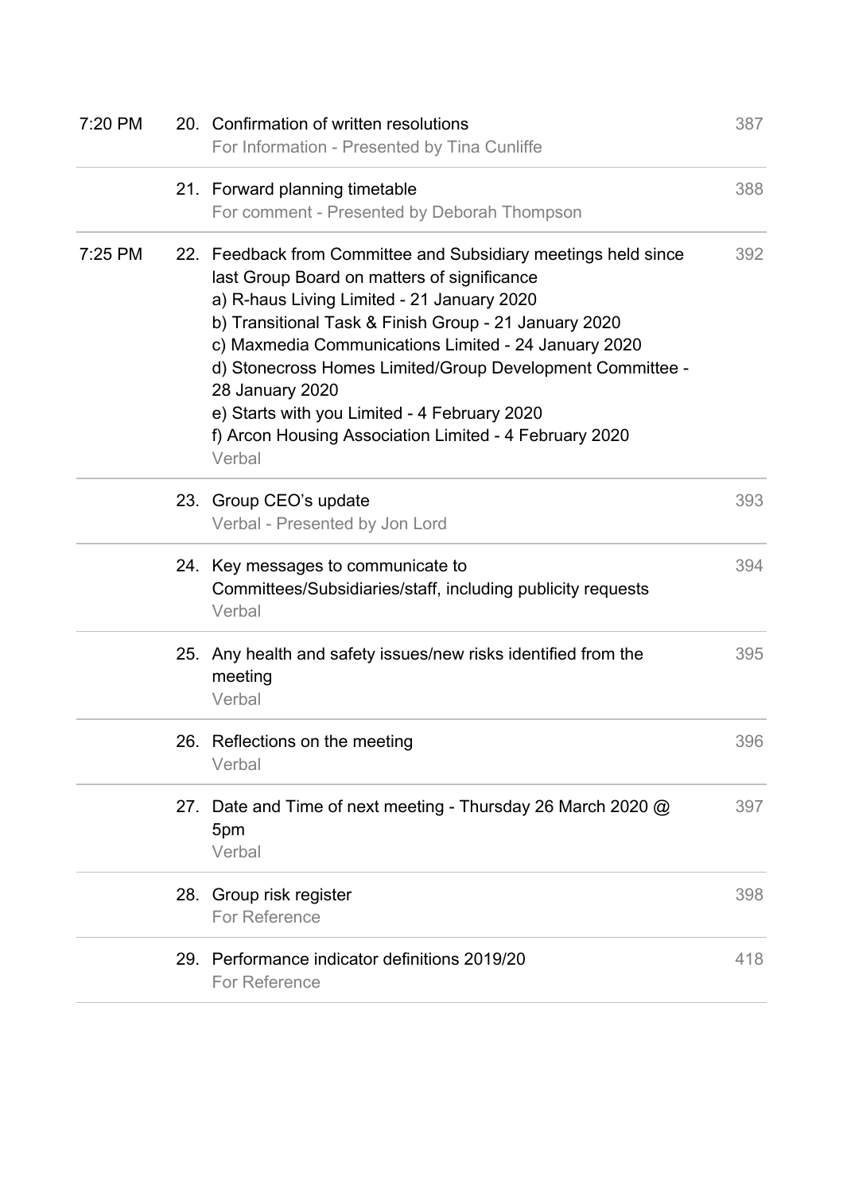| | | |
|---|---|---|
| 7:20 PM | 20. Confirmation of written resolutions<br>For Information - Presented by Tina Cunliffe | 387 |
| | 21. Forward planning timetable<br>For comment - Presented by Deborah Thompson | 388 |
| 7:25 PM | 22. Feedback from Committee and Subsidiary meetings held since last Group Board on matters of significance<br>a) R-haus Living Limited - 21 January 2020<br>b) Transitional Task & Finish Group - 21 January 2020<br>c) Maxmedia Communications Limited - 24 January 2020<br>d) Stonecross Homes Limited/Group Development Committee - 28 January 2020<br>e) Starts with you Limited - 4 February 2020<br>f) Arcon Housing Association Limited - 4 February 2020<br>Verbal | 392 |
| | 23. Group CEO's update<br>Verbal - Presented by Jon Lord | 393 |
| | 24. Key messages to communicate to Committees/Subsidiaries/staff, including publicity requests<br>Verbal | 394 |
| | 25. Any health and safety issues/new risks identified from the meeting<br>Verbal | 395 |
| | 26. Reflections on the meeting<br>Verbal | 396 |
| | 27. Date and Time of next meeting - Thursday 26 March 2020 @ 5pm<br>Verbal | 397 |
| | 28. Group risk register<br>For Reference | 398 |
| | 29. Performance indicator definitions 2019/20<br>For Reference | 418 |